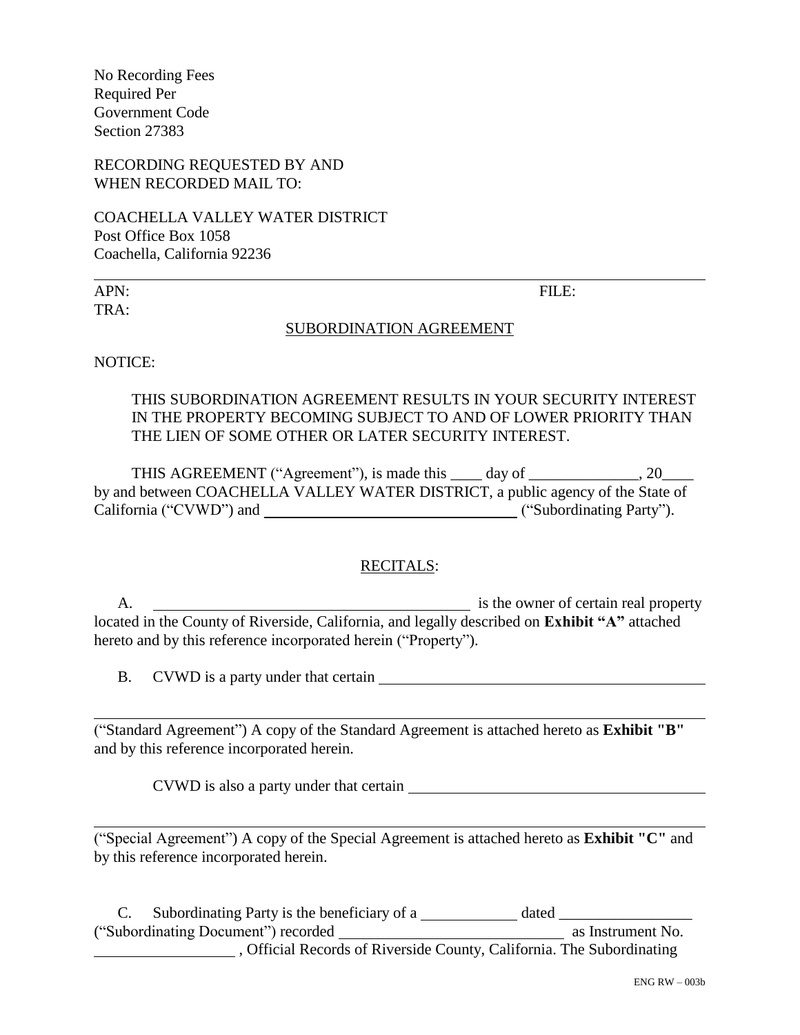No Recording Fees
Required Per
Government Code
Section 27383

RECORDING REQUESTED BY AND
WHEN RECORDED MAIL TO:

COACHELLA VALLEY WATER DISTRICT
Post Office Box 1058
Coachella, California 92236

---

APN: FILE:
TRA:

SUBORDINATION AGREEMENT

NOTICE:

> THIS SUBORDINATION AGREEMENT RESULTS IN YOUR SECURITY INTEREST IN THE PROPERTY BECOMING SUBJECT TO AND OF LOWER PRIORITY THAN THE LIEN OF SOME OTHER OR LATER SECURITY INTEREST.

THIS AGREEMENT ("Agreement"), is made this ____ day of ______________, 20____ by and between COACHELLA VALLEY WATER DISTRICT, a public agency of the State of California ("CVWD") and ________________________________ ("Subordinating Party").

RECITALS:

A. __________________________________________ is the owner of certain real property located in the County of Riverside, California, and legally described on **Exhibit "A"** attached hereto and by this reference incorporated herein ("Property").

B. CVWD is a party under that certain ____________________________________________

________________________________________________________________________________

("Standard Agreement") A copy of the Standard Agreement is attached hereto as **Exhibit "B"** and by this reference incorporated herein.

CVWD is also a party under that certain ______________________________________

________________________________________________________________________________

("Special Agreement") A copy of the Special Agreement is attached hereto as **Exhibit "C"** and by this reference incorporated herein.

C. Subordinating Party is the beneficiary of a ____________ dated _________________ ("Subordinating Document") recorded _____________________________ as Instrument No. __________________ , Official Records of Riverside County, California. The Subordinating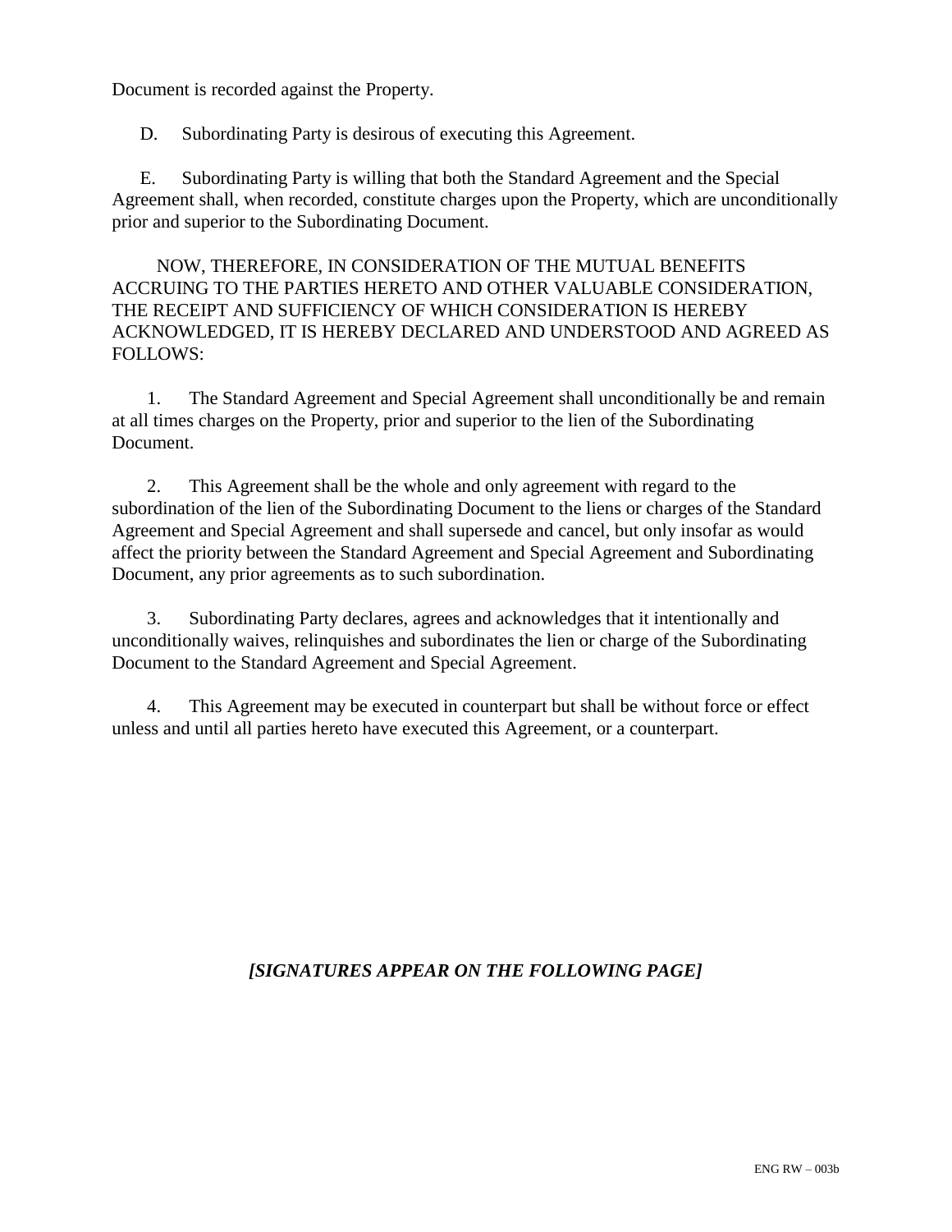Document is recorded against the Property.

D. Subordinating Party is desirous of executing this Agreement.

E. Subordinating Party is willing that both the Standard Agreement and the Special Agreement shall, when recorded, constitute charges upon the Property, which are unconditionally prior and superior to the Subordinating Document.

NOW, THEREFORE, IN CONSIDERATION OF THE MUTUAL BENEFITS ACCRUING TO THE PARTIES HERETO AND OTHER VALUABLE CONSIDERATION, THE RECEIPT AND SUFFICIENCY OF WHICH CONSIDERATION IS HEREBY ACKNOWLEDGED, IT IS HEREBY DECLARED AND UNDERSTOOD AND AGREED AS FOLLOWS:

1. The Standard Agreement and Special Agreement shall unconditionally be and remain at all times charges on the Property, prior and superior to the lien of the Subordinating Document.

2. This Agreement shall be the whole and only agreement with regard to the subordination of the lien of the Subordinating Document to the liens or charges of the Standard Agreement and Special Agreement and shall supersede and cancel, but only insofar as would affect the priority between the Standard Agreement and Special Agreement and Subordinating Document, any prior agreements as to such subordination.

3. Subordinating Party declares, agrees and acknowledges that it intentionally and unconditionally waives, relinquishes and subordinates the lien or charge of the Subordinating Document to the Standard Agreement and Special Agreement.

4. This Agreement may be executed in counterpart but shall be without force or effect unless and until all parties hereto have executed this Agreement, or a counterpart.

***[SIGNATURES APPEAR ON THE FOLLOWING PAGE]***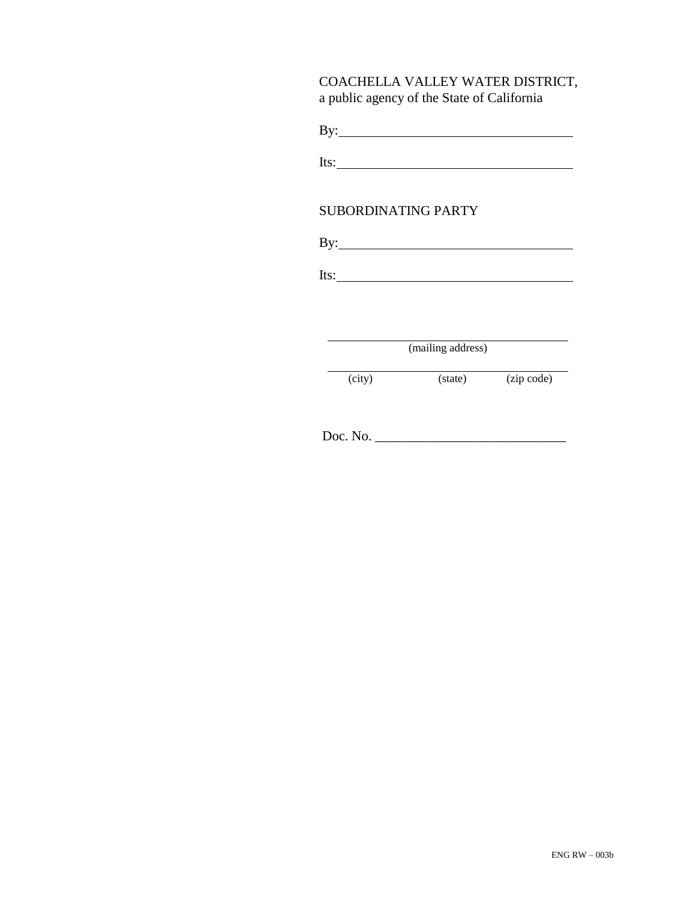COACHELLA VALLEY WATER DISTRICT,
a public agency of the State of California

By:_________________________________

Its:_________________________________

SUBORDINATING PARTY

By:_________________________________

Its:_________________________________

_________________________________
(mailing address)

_________________________________
(city) (state) (zip code)

Doc. No. ____________________________

ENG RW – 003b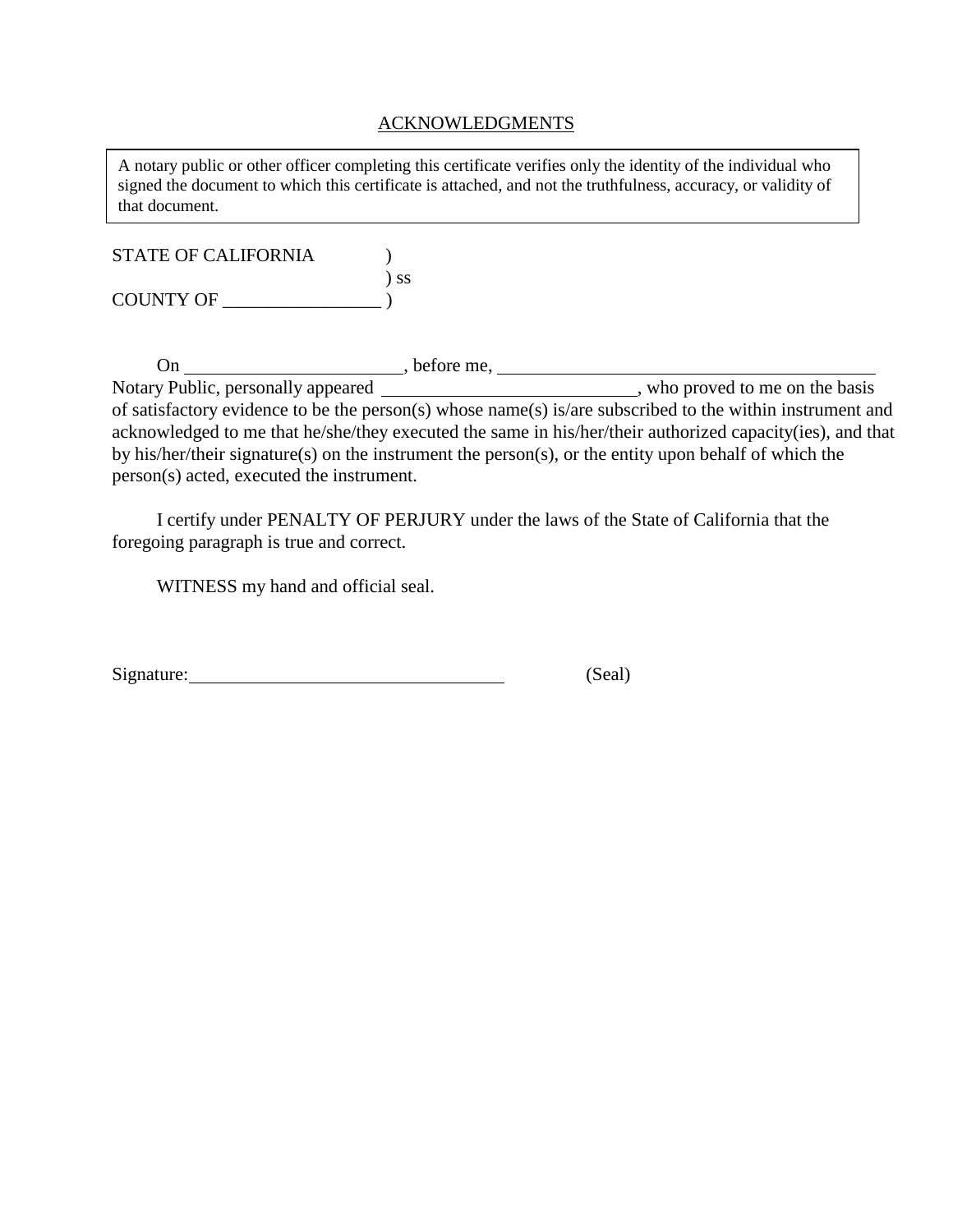ACKNOWLEDGMENTS

> A notary public or other officer completing this certificate verifies only the identity of the individual who signed the document to which this certificate is attached, and not the truthfulness, accuracy, or validity of that document.

STATE OF CALIFORNIA )
) ss
COUNTY OF _________________ )

On ________________________, before me, ___________________________________________ Notary Public, personally appeared ____________________________, who proved to me on the basis of satisfactory evidence to be the person(s) whose name(s) is/are subscribed to the within instrument and acknowledged to me that he/she/they executed the same in his/her/their authorized capacity(ies), and that by his/her/their signature(s) on the instrument the person(s), or the entity upon behalf of which the person(s) acted, executed the instrument.

I certify under PENALTY OF PERJURY under the laws of the State of California that the foregoing paragraph is true and correct.

WITNESS my hand and official seal.

Signature:___________________________________ (Seal)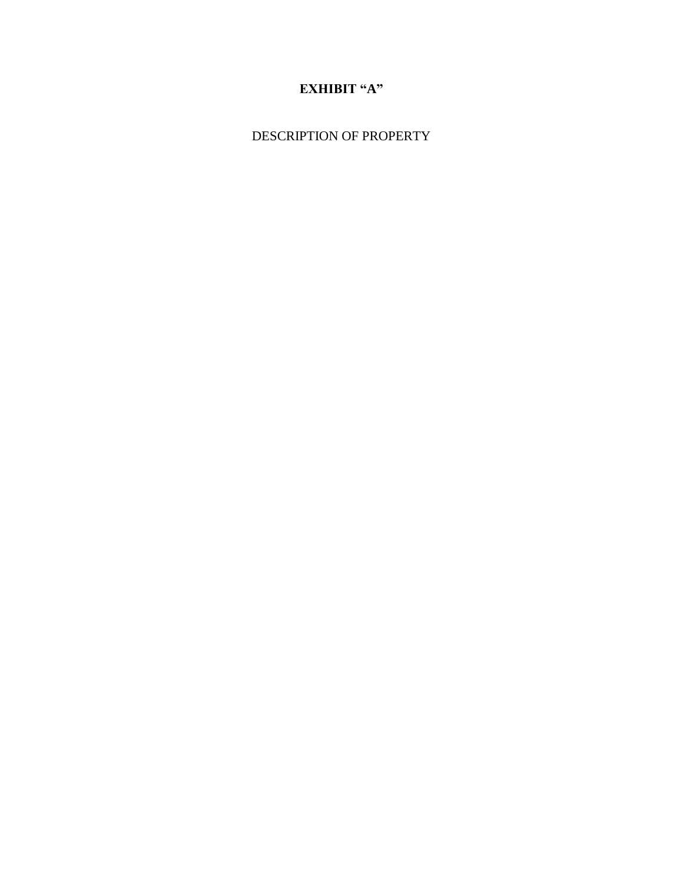# EXHIBIT "A"

DESCRIPTION OF PROPERTY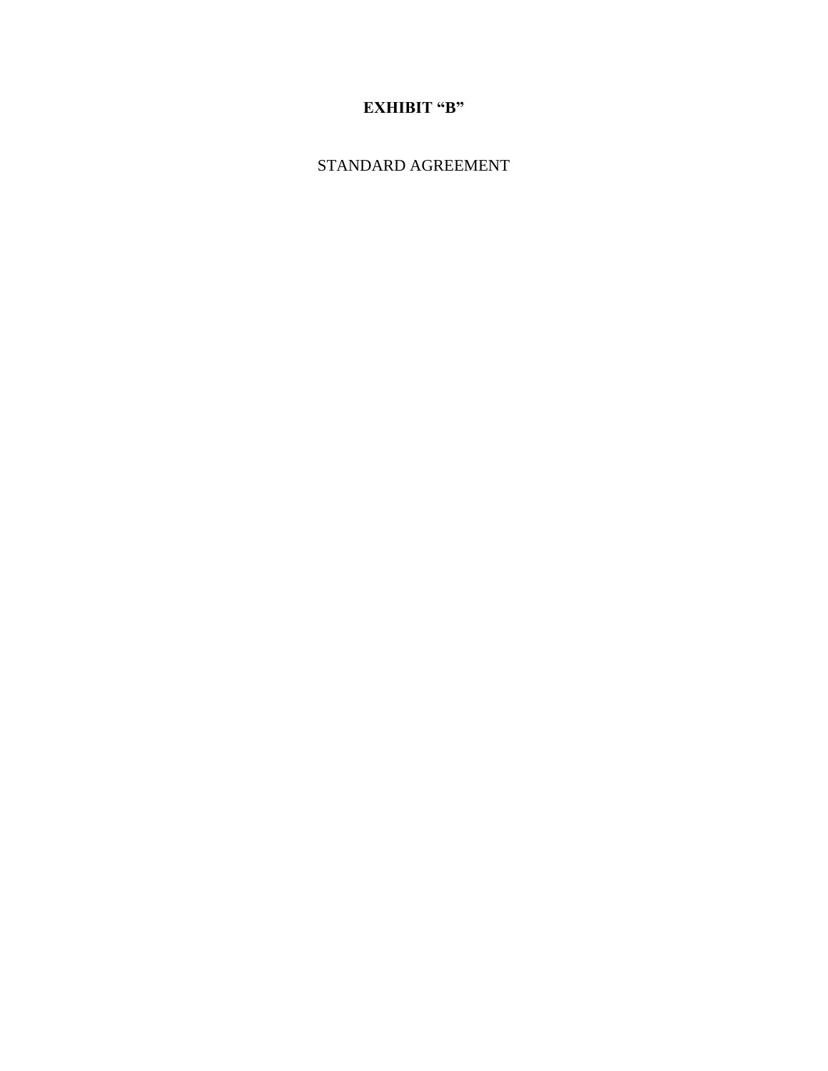**EXHIBIT “B”**

STANDARD AGREEMENT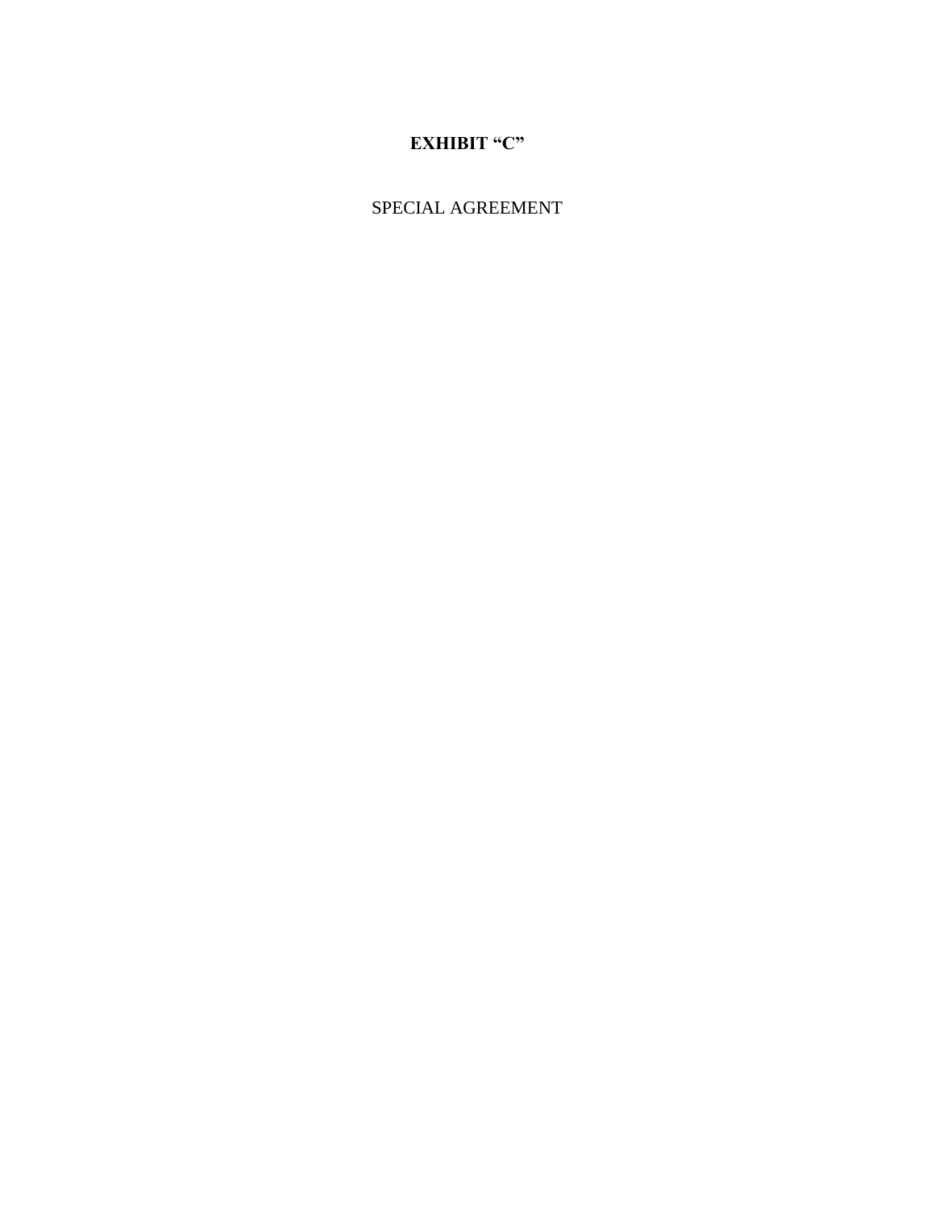**EXHIBIT “C”**

SPECIAL AGREEMENT